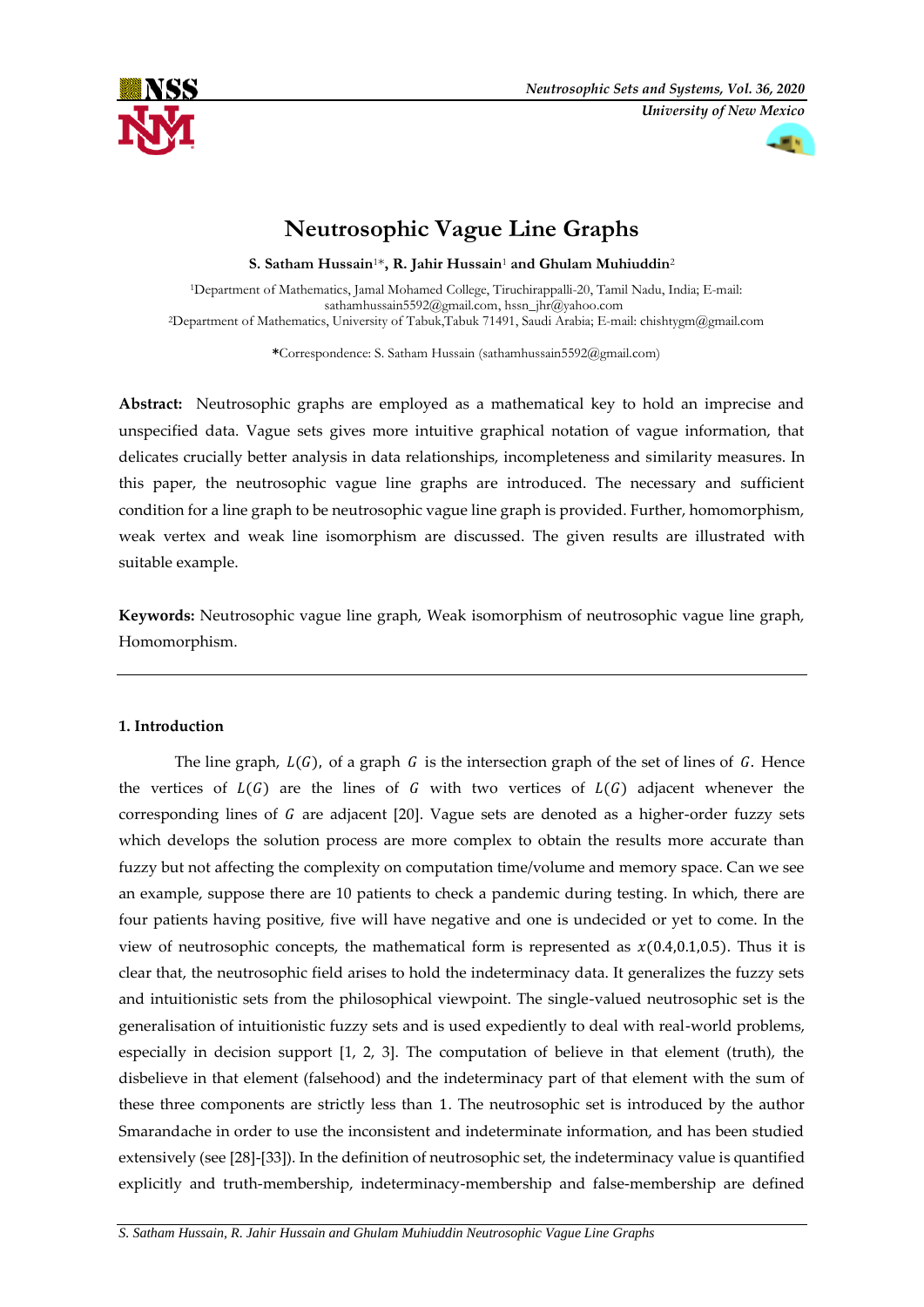# Neutrosophic Vague Line Graphs

**S. Satham Hussain[1]\*, R. Jahir Hussain[1] and Ghulam Muhiuddin[2]**

[1]Department of Mathematics, Jamal Mohamed College, Tiruchirappalli-20, Tamil Nadu, India; E-mail: sathamhussain5592@gmail.com, hssn_jhr@yahoo.com

[2]Department of Mathematics, University of Tabuk,Tabuk 71491, Saudi Arabia; E-mail: chishtygm@gmail.com

**\***Correspondence: S. Satham Hussain (sathamhussain5592@gmail.com)

**Abstract:** Neutrosophic graphs are employed as a mathematical key to hold an imprecise and unspecified data. Vague sets gives more intuitive graphical notation of vague information, that delicates crucially better analysis in data relationships, incompleteness and similarity measures. In this paper, the neutrosophic vague line graphs are introduced. The necessary and sufficient condition for a line graph to be neutrosophic vague line graph is provided. Further, homomorphism, weak vertex and weak line isomorphism are discussed. The given results are illustrated with suitable example.

**Keywords:** Neutrosophic vague line graph, Weak isomorphism of neutrosophic vague line graph, Homomorphism.

## 1. Introduction

The line graph, $L(G)$, of a graph $G$ is the intersection graph of the set of lines of $G$. Hence the vertices of $L(G)$ are the lines of $G$ with two vertices of $L(G)$ adjacent whenever the corresponding lines of $G$ are adjacent [20]. Vague sets are denoted as a higher-order fuzzy sets which develops the solution process are more complex to obtain the results more accurate than fuzzy but not affecting the complexity on computation time/volume and memory space. Can we see an example, suppose there are 10 patients to check a pandemic during testing. In which, there are four patients having positive, five will have negative and one is undecided or yet to come. In the view of neutrosophic concepts, the mathematical form is represented as $x(0.4, 0.1, 0.5)$. Thus it is clear that, the neutrosophic field arises to hold the indeterminacy data. It generalizes the fuzzy sets and intuitionistic sets from the philosophical viewpoint. The single-valued neutrosophic set is the generalisation of intuitionistic fuzzy sets and is used expediently to deal with real-world problems, especially in decision support [1, 2, 3]. The computation of believe in that element (truth), the disbelieve in that element (falsehood) and the indeterminacy part of that element with the sum of these three components are strictly less than 1. The neutrosophic set is introduced by the author Smarandache in order to use the inconsistent and indeterminate information, and has been studied extensively (see [28]-[33]). In the definition of neutrosophic set, the indeterminacy value is quantified explicitly and truth-membership, indeterminacy-membership and false-membership are defined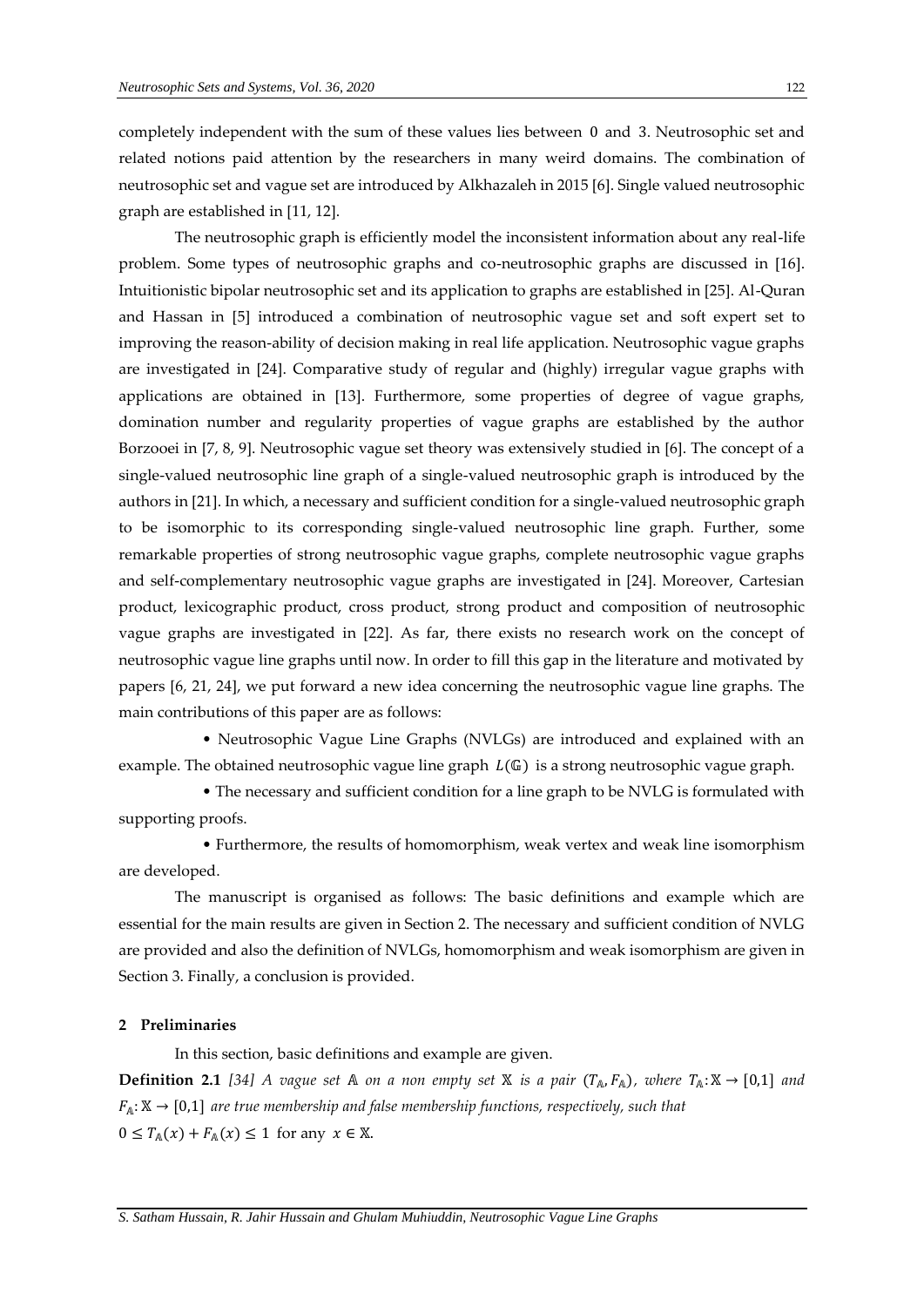completely independent with the sum of these values lies between 0 and 3. Neutrosophic set and related notions paid attention by the researchers in many weird domains. The combination of neutrosophic set and vague set are introduced by Alkhazaleh in 2015 [6]. Single valued neutrosophic graph are established in [11, 12].

The neutrosophic graph is efficiently model the inconsistent information about any real-life problem. Some types of neutrosophic graphs and co-neutrosophic graphs are discussed in [16]. Intuitionistic bipolar neutrosophic set and its application to graphs are established in [25]. Al-Quran and Hassan in [5] introduced a combination of neutrosophic vague set and soft expert set to improving the reason-ability of decision making in real life application. Neutrosophic vague graphs are investigated in [24]. Comparative study of regular and (highly) irregular vague graphs with applications are obtained in [13]. Furthermore, some properties of degree of vague graphs, domination number and regularity properties of vague graphs are established by the author Borzooei in [7, 8, 9]. Neutrosophic vague set theory was extensively studied in [6]. The concept of a single-valued neutrosophic line graph of a single-valued neutrosophic graph is introduced by the authors in [21]. In which, a necessary and sufficient condition for a single-valued neutrosophic graph to be isomorphic to its corresponding single-valued neutrosophic line graph. Further, some remarkable properties of strong neutrosophic vague graphs, complete neutrosophic vague graphs and self-complementary neutrosophic vague graphs are investigated in [24]. Moreover, Cartesian product, lexicographic product, cross product, strong product and composition of neutrosophic vague graphs are investigated in [22]. As far, there exists no research work on the concept of neutrosophic vague line graphs until now. In order to fill this gap in the literature and motivated by papers [6, 21, 24], we put forward a new idea concerning the neutrosophic vague line graphs. The main contributions of this paper are as follows:

- Neutrosophic Vague Line Graphs (NVLGs) are introduced and explained with an example. The obtained neutrosophic vague line graph $L(\mathbb{G})$ is a strong neutrosophic vague graph.
- The necessary and sufficient condition for a line graph to be NVLG is formulated with supporting proofs.
- Furthermore, the results of homomorphism, weak vertex and weak line isomorphism are developed.

The manuscript is organised as follows: The basic definitions and example which are essential for the main results are given in Section 2. The necessary and sufficient condition of NVLG are provided and also the definition of NVLGs, homomorphism and weak isomorphism are given in Section 3. Finally, a conclusion is provided.

## 2 Preliminaries

In this section, basic definitions and example are given.

**Definition 2.1** *[34] A vague set $\mathbb{A}$ on a non empty set $\mathbb{X}$ is a pair $(T_{\mathbb{A}}, F_{\mathbb{A}})$, where $T_{\mathbb{A}}: \mathbb{X} \rightarrow [0,1]$ and $F_{\mathbb{A}}: \mathbb{X} \rightarrow [0,1]$ are true membership and false membership functions, respectively, such that*
$0 \leq T_{\mathbb{A}}(x) + F_{\mathbb{A}}(x) \leq 1$ for any $x \in \mathbb{X}$.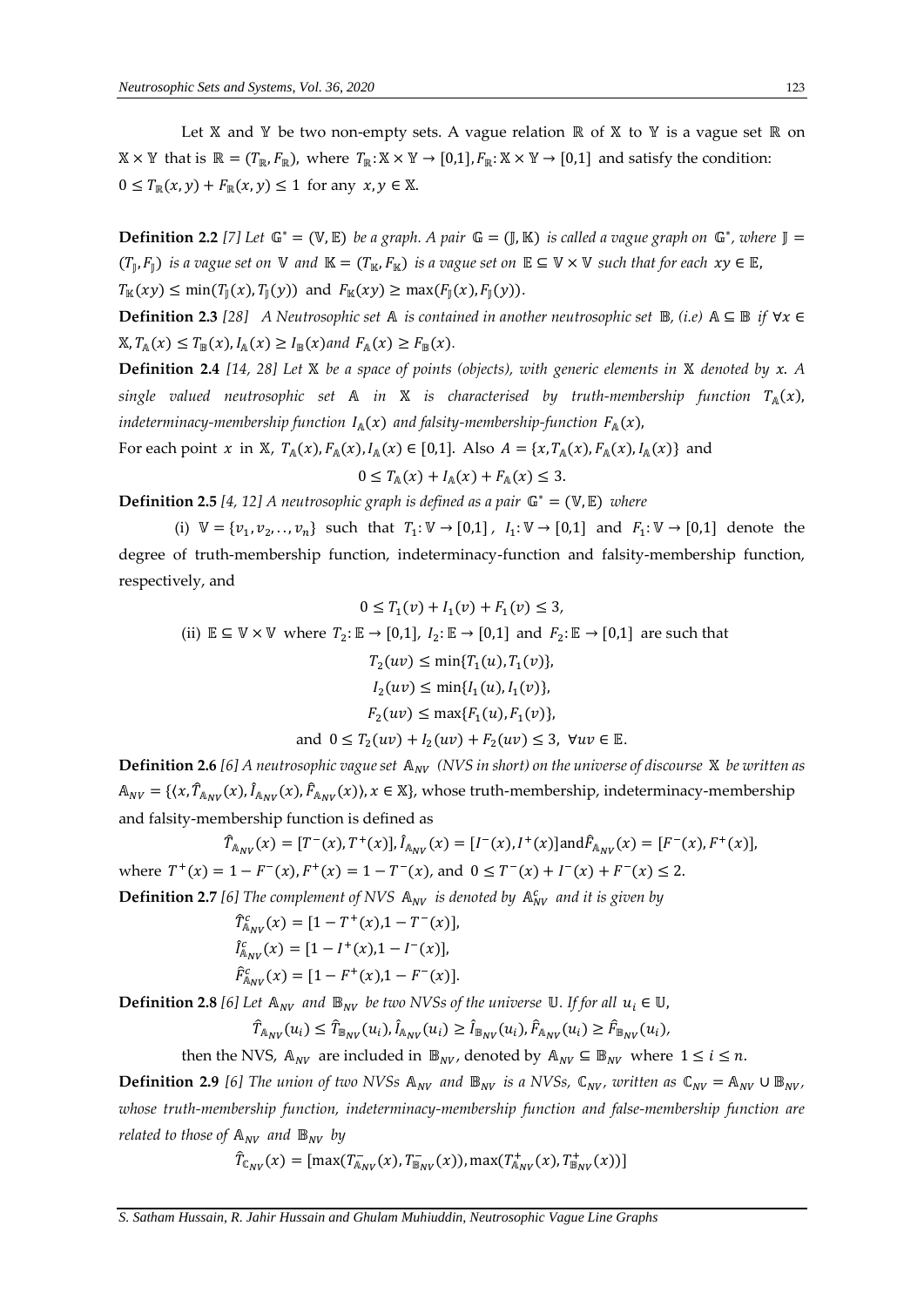Let $\mathbb{X}$ and $\mathbb{Y}$ be two non-empty sets. A vague relation $\mathbb{R}$ of $\mathbb{X}$ to $\mathbb{Y}$ is a vague set $\mathbb{R}$ on $\mathbb{X} \times \mathbb{Y}$ that is $\mathbb{R} = (T_{\mathbb{R}}, F_{\mathbb{R}})$, where $T_{\mathbb{R}}: \mathbb{X} \times \mathbb{Y} \to [0,1], F_{\mathbb{R}}: \mathbb{X} \times \mathbb{Y} \to [0,1]$ and satisfy the condition: $0 \leq T_{\mathbb{R}}(x,y) + F_{\mathbb{R}}(x,y) \leq 1$ for any $x, y \in \mathbb{X}$.

**Definition 2.2** *[7] Let $\mathbb{G}^* = (\mathbb{V}, \mathbb{E})$ be a graph. A pair $\mathbb{G} = (\mathbb{J}, \mathbb{K})$ is called a vague graph on $\mathbb{G}^*$, where $\mathbb{J} = (T_{\mathbb{J}}, F_{\mathbb{J}})$ is a vague set on $\mathbb{V}$ and $\mathbb{K} = (T_{\mathbb{K}}, F_{\mathbb{K}})$ is a vague set on $\mathbb{E} \subseteq \mathbb{V} \times \mathbb{V}$ such that for each $xy \in \mathbb{E}$,*
$T_{\mathbb{K}}(xy) \leq \min(T_{\mathbb{J}}(x), T_{\mathbb{J}}(y))$ and $F_{\mathbb{K}}(xy) \geq \max(F_{\mathbb{J}}(x), F_{\mathbb{J}}(y))$.

**Definition 2.3** *[28] A Neutrosophic set $\mathbb{A}$ is contained in another neutrosophic set $\mathbb{B}$, (i.e) $\mathbb{A} \subseteq \mathbb{B}$ if $\forall x \in \mathbb{X}, T_{\mathbb{A}}(x) \leq T_{\mathbb{B}}(x), I_{\mathbb{A}}(x) \geq I_{\mathbb{B}}(x)$ and $F_{\mathbb{A}}(x) \geq F_{\mathbb{B}}(x)$.*

**Definition 2.4** *[14, 28] Let $\mathbb{X}$ be a space of points (objects), with generic elements in $\mathbb{X}$ denoted by $x$. A single valued neutrosophic set $\mathbb{A}$ in $\mathbb{X}$ is characterised by truth-membership function $T_{\mathbb{A}}(x)$, indeterminacy-membership function $I_{\mathbb{A}}(x)$ and falsity-membership-function $F_{\mathbb{A}}(x)$,*

For each point $x$ in $\mathbb{X}$, $T_{\mathbb{A}}(x), F_{\mathbb{A}}(x), I_{\mathbb{A}}(x) \in [0,1]$. Also $A = \{x, T_{\mathbb{A}}(x), F_{\mathbb{A}}(x), I_{\mathbb{A}}(x)\}$ and

$$0 \leq T_{\mathbb{A}}(x) + I_{\mathbb{A}}(x) + F_{\mathbb{A}}(x) \leq 3.$$

**Definition 2.5** *[4, 12] A neutrosophic graph is defined as a pair $\mathbb{G}^* = (\mathbb{V}, \mathbb{E})$ where*

(i) $\mathbb{V} = \{v_1, v_2, \ldots, v_n\}$ such that $T_1: \mathbb{V} \to [0,1]$, $I_1: \mathbb{V} \to [0,1]$ and $F_1: \mathbb{V} \to [0,1]$ denote the degree of truth-membership function, indeterminacy-function and falsity-membership function, respectively, and

$$0 \leq T_1(v) + I_1(v) + F_1(v) \leq 3,$$

(ii) $\mathbb{E} \subseteq \mathbb{V} \times \mathbb{V}$ where $T_2: \mathbb{E} \to [0,1]$, $I_2: \mathbb{E} \to [0,1]$ and $F_2: \mathbb{E} \to [0,1]$ are such that

$$T_2(uv) \leq \min\{T_1(u), T_1(v)\},$$

$$I_2(uv) \leq \min\{I_1(u), I_1(v)\},$$

$$F_2(uv) \leq \max\{F_1(u), F_1(v)\},$$

and $0 \leq T_2(uv) + I_2(uv) + F_2(uv) \leq 3, \ \forall uv \in \mathbb{E}$.

**Definition 2.6** *[6] A neutrosophic vague set $\mathbb{A}_{NV}$ (NVS in short) on the universe of discourse $\mathbb{X}$ be written as* $\mathbb{A}_{NV} = \{\langle x, \hat{T}_{\mathbb{A}_{NV}}(x), \hat{I}_{\mathbb{A}_{NV}}(x), \hat{F}_{\mathbb{A}_{NV}}(x)\rangle, x \in \mathbb{X}\}$, whose truth-membership, indeterminacy-membership and falsity-membership function is defined as

$$\hat{T}_{\mathbb{A}_{NV}}(x) = [T^-(x), T^+(x)], \hat{I}_{\mathbb{A}_{NV}}(x) = [I^-(x), I^+(x)] \text{and} \hat{F}_{\mathbb{A}_{NV}}(x) = [F^-(x), F^+(x)],$$

where $T^+(x) = 1 - F^-(x), F^+(x) = 1 - T^-(x)$, and $0 \leq T^-(x) + I^-(x) + F^-(x) \leq 2$.

**Definition 2.7** *[6] The complement of NVS $\mathbb{A}_{NV}$ is denoted by $\mathbb{A}^c_{NV}$ and it is given by*

$$\hat{T}^c_{\mathbb{A}_{NV}}(x) = [1 - T^+(x), 1 - T^-(x)],$$

$$\hat{I}^c_{\mathbb{A}_{NV}}(x) = [1 - I^+(x), 1 - I^-(x)],$$

$$\hat{F}^c_{\mathbb{A}_{NV}}(x) = [1 - F^+(x), 1 - F^-(x)].$$

**Definition 2.8** *[6] Let $\mathbb{A}_{NV}$ and $\mathbb{B}_{NV}$ be two NVSs of the universe $\mathbb{U}$. If for all $u_i \in \mathbb{U}$,*

$$\hat{T}_{\mathbb{A}_{NV}}(u_i) \leq \hat{T}_{\mathbb{B}_{NV}}(u_i), \hat{I}_{\mathbb{A}_{NV}}(u_i) \geq \hat{I}_{\mathbb{B}_{NV}}(u_i), \hat{F}_{\mathbb{A}_{NV}}(u_i) \geq \hat{F}_{\mathbb{B}_{NV}}(u_i),$$

then the NVS, $\mathbb{A}_{NV}$ are included in $\mathbb{B}_{NV}$, denoted by $\mathbb{A}_{NV} \subseteq \mathbb{B}_{NV}$ where $1 \leq i \leq n$.

**Definition 2.9** *[6] The union of two NVSs $\mathbb{A}_{NV}$ and $\mathbb{B}_{NV}$ is a NVSs, $\mathbb{C}_{NV}$, written as $\mathbb{C}_{NV} = \mathbb{A}_{NV} \cup \mathbb{B}_{NV}$, whose truth-membership function, indeterminacy-membership function and false-membership function are related to those of $\mathbb{A}_{NV}$ and $\mathbb{B}_{NV}$ by*

$$\hat{T}_{\mathbb{C}_{NV}}(x) = [\max(T^-_{\mathbb{A}_{NV}}(x), T^-_{\mathbb{B}_{NV}}(x)), \max(T^+_{\mathbb{A}_{NV}}(x), T^+_{\mathbb{B}_{NV}}(x))]$$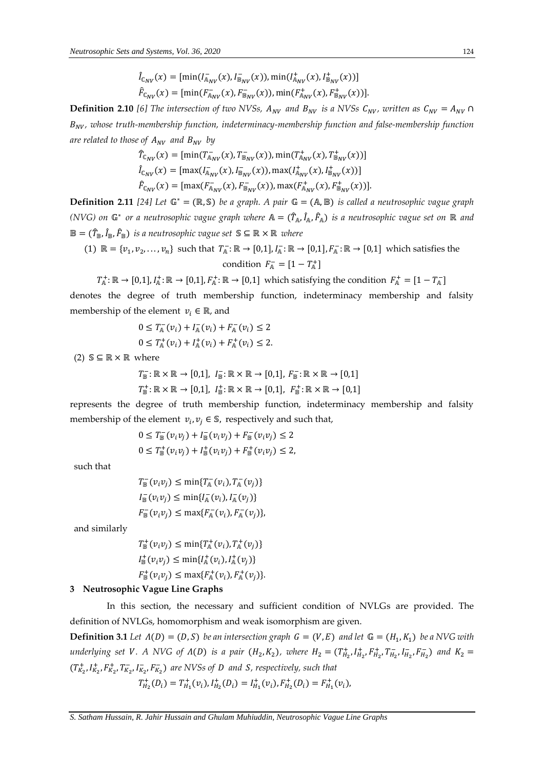$$\hat{I}_{\mathbb{C}_{NV}}(x) = [\min(I^{-}_{\mathbb{A}_{NV}}(x), I^{-}_{\mathbb{B}_{NV}}(x)), \min(I^{+}_{\mathbb{A}_{NV}}(x), I^{+}_{\mathbb{B}_{NV}}(x))]$$

$$\hat{F}_{\mathbb{C}_{NV}}(x) = [\min(F^{-}_{\mathbb{A}_{NV}}(x), F^{-}_{\mathbb{B}_{NV}}(x)), \min(F^{+}_{\mathbb{A}_{NV}}(x), F^{+}_{\mathbb{B}_{NV}}(x))].$$

**Definition 2.10** *[6] The intersection of two NVSs, $A_{NV}$ and $B_{NV}$ is a NVSs $C_{NV}$, written as $C_{NV} = A_{NV} \cap B_{NV}$, whose truth-membership function, indeterminacy-membership function and false-membership function are related to those of $A_{NV}$ and $B_{NV}$ by*

$$\hat{T}_{\mathbb{C}_{NV}}(x) = [\min(T^{-}_{\mathbb{A}_{NV}}(x), T^{-}_{\mathbb{B}_{NV}}(x)), \min(T^{+}_{\mathbb{A}_{NV}}(x), T^{+}_{\mathbb{B}_{NV}}(x))]$$

$$\hat{I}_{\mathbb{C}_{NV}}(x) = [\max(I^{-}_{\mathbb{A}_{NV}}(x), I^{-}_{\mathbb{B}_{NV}}(x)), \max(I^{+}_{\mathbb{A}_{NV}}(x), I^{+}_{\mathbb{B}_{NV}}(x))]$$

$$\hat{F}_{\mathbb{C}_{NV}}(x) = [\max(F^{-}_{\mathbb{A}_{NV}}(x), F^{-}_{\mathbb{B}_{NV}}(x)), \max(F^{+}_{\mathbb{A}_{NV}}(x), F^{+}_{\mathbb{B}_{NV}}(x))].$$

**Definition 2.11** *[24] Let $\mathbb{G}^{*} = (\mathbb{R}, \mathbb{S})$ be a graph. A pair $\mathbb{G} = (\mathbb{A}, \mathbb{B})$ is called a neutrosophic vague graph (NVG) on $\mathbb{G}^{*}$ or a neutrosophic vague graph where $\mathbb{A} = (\hat{T}_{\mathbb{A}}, \hat{I}_{\mathbb{A}}, \hat{F}_{\mathbb{A}})$ is a neutrosophic vague set on $\mathbb{R}$ and $\mathbb{B} = (\hat{T}_{\mathbb{B}}, \hat{I}_{\mathbb{B}}, \hat{F}_{\mathbb{B}})$ is a neutrosophic vague set $\mathbb{S} \subseteq \mathbb{R} \times \mathbb{R}$ where*

(1) $\mathbb{R} = \{v_1, v_2, \ldots, v_n\}$ such that $T^{-}_{\mathbb{A}}: \mathbb{R} \to [0,1], I^{-}_{\mathbb{A}}: \mathbb{R} \to [0,1], F^{-}_{\mathbb{A}}: \mathbb{R} \to [0,1]$ which satisfies the condition $F^{-}_{\mathbb{A}} = [1 - T^{+}_{\mathbb{A}}]$

$T^{+}_{\mathbb{A}}: \mathbb{R} \to [0,1], I^{+}_{\mathbb{A}}: \mathbb{R} \to [0,1], F^{+}_{\mathbb{A}}: \mathbb{R} \to [0,1]$ which satisfying the condition $F^{+}_{\mathbb{A}} = [1 - T^{-}_{\mathbb{A}}]$

denotes the degree of truth membership function, indeterminacy membership and falsity membership of the element $v_i \in \mathbb{R}$, and

$$0 \leq T^{-}_{\mathbb{A}}(v_i) + I^{-}_{\mathbb{A}}(v_i) + F^{-}_{\mathbb{A}}(v_i) \leq 2$$

$$0 \leq T^{+}_{\mathbb{A}}(v_i) + I^{+}_{\mathbb{A}}(v_i) + F^{+}_{\mathbb{A}}(v_i) \leq 2.$$

(2) $\mathbb{S} \subseteq \mathbb{R} \times \mathbb{R}$ where

$$T^{-}_{\mathbb{B}}: \mathbb{R} \times \mathbb{R} \to [0,1],\ I^{-}_{\mathbb{B}}: \mathbb{R} \times \mathbb{R} \to [0,1],\ F^{-}_{\mathbb{B}}: \mathbb{R} \times \mathbb{R} \to [0,1]$$

$$T^{+}_{\mathbb{B}}: \mathbb{R} \times \mathbb{R} \to [0,1],\ I^{+}_{\mathbb{B}}: \mathbb{R} \times \mathbb{R} \to [0,1],\ F^{+}_{\mathbb{B}}: \mathbb{R} \times \mathbb{R} \to [0,1]$$

represents the degree of truth membership function, indeterminacy membership and falsity membership of the element $v_i, v_j \in \mathbb{S}$, respectively and such that,

$$0 \leq T^{-}_{\mathbb{B}}(v_i v_j) + I^{-}_{\mathbb{B}}(v_i v_j) + F^{-}_{\mathbb{B}}(v_i v_j) \leq 2$$

$$0 \leq T^{+}_{\mathbb{B}}(v_i v_j) + I^{+}_{\mathbb{B}}(v_i v_j) + F^{+}_{\mathbb{B}}(v_i v_j) \leq 2,$$

such that

$$T^{-}_{\mathbb{B}}(v_i v_j) \leq \min\{T^{-}_{\mathbb{A}}(v_i), T^{-}_{\mathbb{A}}(v_j)\}$$

$$I^{-}_{\mathbb{B}}(v_i v_j) \leq \min\{I^{-}_{\mathbb{A}}(v_i), I^{-}_{\mathbb{A}}(v_j)\}$$

$$F^{-}_{\mathbb{B}}(v_i v_j) \leq \max\{F^{-}_{\mathbb{A}}(v_i), F^{-}_{\mathbb{A}}(v_j)\},$$

and similarly

$$T^{+}_{\mathbb{B}}(v_i v_j) \leq \min\{T^{+}_{\mathbb{A}}(v_i), T^{+}_{\mathbb{A}}(v_j)\}$$

$$I^{+}_{\mathbb{B}}(v_i v_j) \leq \min\{I^{+}_{\mathbb{A}}(v_i), I^{+}_{\mathbb{A}}(v_j)\}$$

$$F^{+}_{\mathbb{B}}(v_i v_j) \leq \max\{F^{+}_{\mathbb{A}}(v_i), F^{+}_{\mathbb{A}}(v_j)\}.$$

## 3 Neutrosophic Vague Line Graphs

In this section, the necessary and sufficient condition of NVLGs are provided. The definition of NVLGs, homomorphism and weak isomorphism are given.

**Definition 3.1** *Let $\Lambda(D) = (D, S)$ be an intersection graph $G = (V, E)$ and let $\mathbb{G} = (H_1, K_1)$ be a NVG with underlying set $V$. A NVG of $\Lambda(D)$ is a pair $(H_2, K_2)$, where $H_2 = (T^{+}_{H_2}, I^{+}_{H_2}, F^{+}_{H_2}, T^{-}_{H_2}, I^{-}_{H_2}, F^{-}_{H_2})$ and $K_2 = (T^{+}_{K_2}, I^{+}_{K_2}, F^{+}_{K_2}, T^{-}_{K_2}, I^{-}_{K_2}, F^{-}_{K_2})$ are NVSs of $D$ and $S$, respectively, such that*

$$T^{+}_{H_2}(D_i) = T^{+}_{H_1}(v_i), I^{+}_{H_2}(D_i) = I^{+}_{H_1}(v_i), F^{+}_{H_2}(D_i) = F^{+}_{H_1}(v_i),$$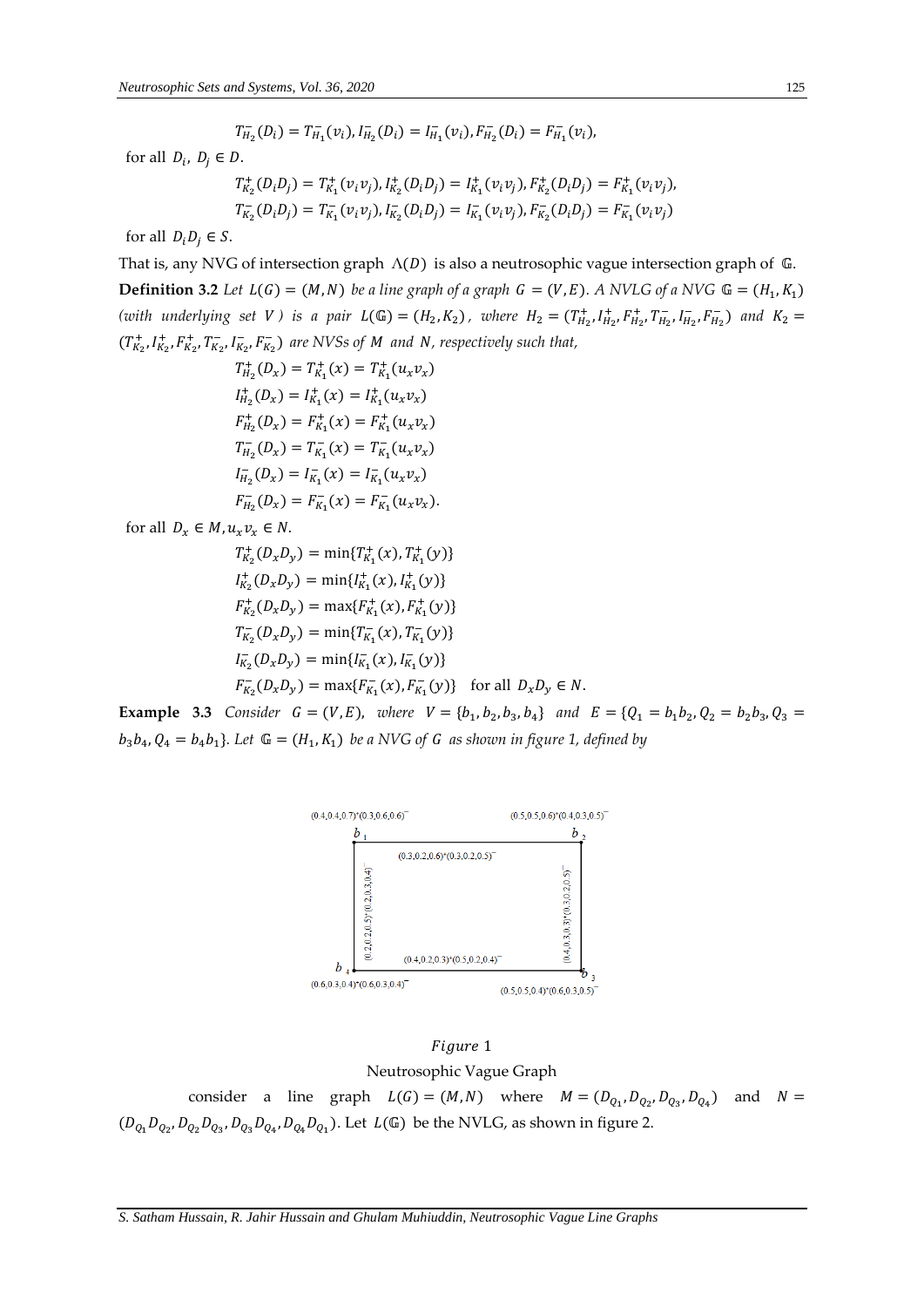$$T^-_{H_2}(D_i) = T^-_{H_1}(v_i), I^-_{H_2}(D_i) = I^-_{H_1}(v_i), F^-_{H_2}(D_i) = F^-_{H_1}(v_i),$$

for all $D_i,\ D_j \in D$.

$$T^+_{K_2}(D_iD_j) = T^+_{K_1}(v_iv_j), I^+_{K_2}(D_iD_j) = I^+_{K_1}(v_iv_j), F^+_{K_2}(D_iD_j) = F^+_{K_1}(v_iv_j),$$

$$T^-_{K_2}(D_iD_j) = T^-_{K_1}(v_iv_j), I^-_{K_2}(D_iD_j) = I^-_{K_1}(v_iv_j), F^-_{K_2}(D_iD_j) = F^-_{K_1}(v_iv_j)$$

for all $D_iD_j \in S$.

That is, any NVG of intersection graph $\Lambda(D)$ is also a neutrosophic vague intersection graph of $\mathbb{G}$.

**Definition 3.2** *Let $L(G) = (M, N)$ be a line graph of a graph $G = (V, E)$. A NVLG of a NVG $\mathbb{G} = (H_1, K_1)$ (with underlying set $V$) is a pair $L(\mathbb{G}) = (H_2, K_2)$, where $H_2 = (T^+_{H_2}, I^+_{H_2}, F^+_{H_2}, T^-_{H_2}, I^-_{H_2}, F^-_{H_2})$ and $K_2 = (T^+_{K_2}, I^+_{K_2}, F^+_{K_2}, T^-_{K_2}, I^-_{K_2}, F^-_{K_2})$ are NVSs of $M$ and $N$, respectively such that,*

$$T^+_{H_2}(D_x) = T^+_{K_1}(x) = T^+_{K_1}(u_xv_x)$$

$$I^+_{H_2}(D_x) = I^+_{K_1}(x) = I^+_{K_1}(u_xv_x)$$

$$F^+_{H_2}(D_x) = F^+_{K_1}(x) = F^+_{K_1}(u_xv_x)$$

$$T^-_{H_2}(D_x) = T^-_{K_1}(x) = T^-_{K_1}(u_xv_x)$$

$$I^-_{H_2}(D_x) = I^-_{K_1}(x) = I^-_{K_1}(u_xv_x)$$

$$F^-_{H_2}(D_x) = F^-_{K_1}(x) = F^-_{K_1}(u_xv_x).$$

for all $D_x \in M, u_xv_x \in N$.

$$T^+_{K_2}(D_xD_y) = \min\{T^+_{K_1}(x), T^+_{K_1}(y)\}$$

$$I^+_{K_2}(D_xD_y) = \min\{I^+_{K_1}(x), I^+_{K_1}(y)\}$$

$$F^+_{K_2}(D_xD_y) = \max\{F^+_{K_1}(x), F^+_{K_1}(y)\}$$

$$T^-_{K_2}(D_xD_y) = \min\{T^-_{K_1}(x), T^-_{K_1}(y)\}$$

$$I^-_{K_2}(D_xD_y) = \min\{I^-_{K_1}(x), I^-_{K_1}(y)\}$$

$$F^-_{K_2}(D_xD_y) = \max\{F^-_{K_1}(x), F^-_{K_1}(y)\} \quad \text{for all } D_xD_y \in N.$$

**Example 3.3** *Consider $G = (V, E)$, where $V = \{b_1, b_2, b_3, b_4\}$ and $E = \{Q_1 = b_1b_2, Q_2 = b_2b_3, Q_3 = b_3b_4, Q_4 = b_4b_1\}$. Let $\mathbb{G} = (H_1, K_1)$ be a NVG of $G$ as shown in figure 1, defined by*

$(0.4,0.4,0.7)^+(0.3,0.6,0.6)^-$ $b_1$ $(0.5,0.5,0.6)^+(0.4,0.3,0.5)^-$ $b_2$

$(0.3,0.2,0.6)^+(0.3,0.2,0.5)^-$

$(0.2,0.2,0.5)^+(0.2,0.3,0.4)^-$ $(0.4,0.3,0.3)^+(0.3,0.2,0.5)^-$

$(0.4,0.2,0.3)^+(0.5,0.2,0.4)^-$

$b_4$ $(0.6,0.3,0.4)^+(0.6,0.3,0.4)^-$ $b_3$ $(0.5,0.5,0.4)^+(0.6,0.3,0.5)^-$

*Figure* 1

Neutrosophic Vague Graph

consider a line graph $L(G) = (M, N)$ where $M = (D_{Q_1}, D_{Q_2}, D_{Q_3}, D_{Q_4})$ and $N = (D_{Q_1}D_{Q_2}, D_{Q_2}D_{Q_3}, D_{Q_3}D_{Q_4}, D_{Q_4}D_{Q_1})$. Let $L(\mathbb{G})$ be the NVLG, as shown in figure 2.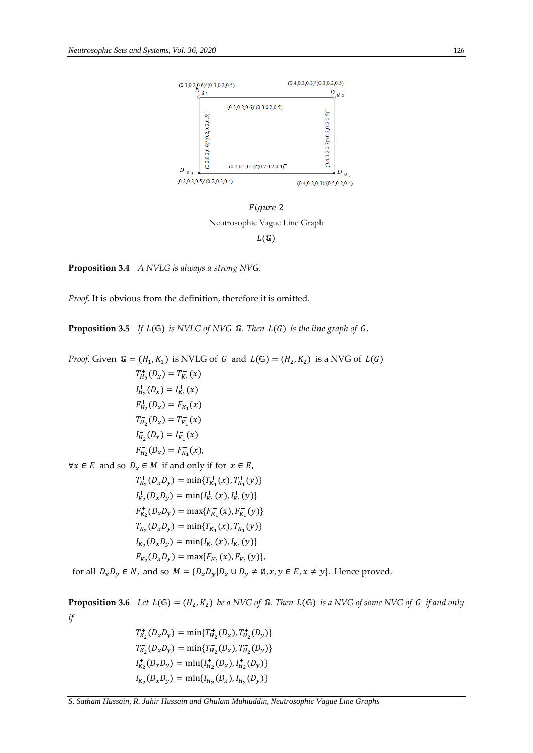*Figure* 2

Neutrosophic Vague Line Graph

$L(\mathbb{G})$

**Proposition 3.4** *A NVLG is always a strong NVG.*

*Proof.* It is obvious from the definition, therefore it is omitted.

**Proposition 3.5** *If $L(\mathbb{G})$ is NVLG of NVG $\mathbb{G}$. Then $L(G)$ is the line graph of $G$.*

*Proof.* Given $\mathbb{G} = (H_1, K_1)$ is NVLG of $G$ and $L(\mathbb{G}) = (H_2, K_2)$ is a NVG of $L(G)$

$$T_{H_2}^{+}(D_x) = T_{K_1}^{+}(x)$$
$$I_{H_2}^{+}(D_x) = I_{K_1}^{+}(x)$$
$$F_{H_2}^{+}(D_x) = F_{K_1}^{+}(x)$$
$$T_{H_2}^{-}(D_x) = T_{K_1}^{-}(x)$$
$$I_{H_2}^{-}(D_x) = I_{K_1}^{-}(x)$$
$$F_{H_2}^{-}(D_x) = F_{K_1}^{-}(x),$$

$\forall x \in E$ and so $D_x \in M$ if and only if for $x \in E$,

$$T_{K_2}^{+}(D_xD_y) = \min\{T_{K_1}^{+}(x), T_{K_1}^{+}(y)\}$$
$$I_{K_2}^{+}(D_xD_y) = \min\{I_{K_1}^{+}(x), I_{K_1}^{+}(y)\}$$
$$F_{K_2}^{+}(D_xD_y) = \max\{F_{K_1}^{+}(x), F_{K_1}^{+}(y)\}$$
$$T_{K_2}^{-}(D_xD_y) = \min\{T_{K_1}^{-}(x), T_{K_1}^{-}(y)\}$$
$$I_{K_2}^{-}(D_xD_y) = \min\{I_{K_1}^{-}(x), I_{K_1}^{-}(y)\}$$
$$F_{K_2}^{-}(D_xD_y) = \max\{F_{K_1}^{-}(x), F_{K_1}^{-}(y)\},$$

for all $D_xD_y \in N$, and so $M = \{D_xD_y | D_x \cup D_y \neq \emptyset, x, y \in E, x \neq y\}$. Hence proved.

**Proposition 3.6** *Let $L(\mathbb{G}) = (H_2, K_2)$ be a NVG of $\mathbb{G}$. Then $L(\mathbb{G})$ is a NVG of some NVG of $G$ if and only if*

$$T_{K_2}^{+}(D_xD_y) = \min\{T_{H_2}^{+}(D_x), T_{H_2}^{+}(D_y)\}$$
$$T_{K_2}^{-}(D_xD_y) = \min\{T_{H_2}^{-}(D_x), T_{H_2}^{-}(D_y)\}$$
$$I_{K_2}^{+}(D_xD_y) = \min\{I_{H_2}^{+}(D_x), I_{H_2}^{+}(D_y)\}$$
$$I_{K_2}^{-}(D_xD_y) = \min\{I_{H_2}^{-}(D_x), I_{H_2}^{-}(D_y)\}$$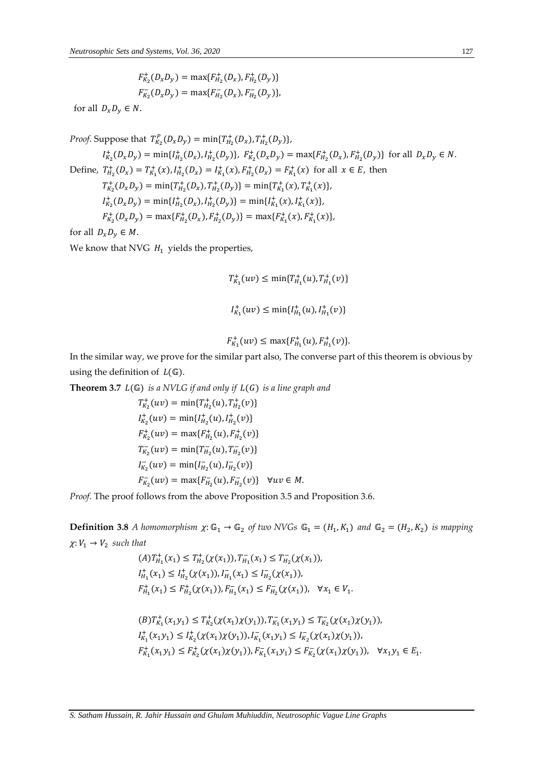$$F_{K_2}^{+}(D_x D_y) = \max\{F_{H_2}^{+}(D_x), F_{H_2}^{+}(D_y)\}$$
$$F_{K_2}^{-}(D_x D_y) = \max\{F_{H_2}^{-}(D_x), F_{H_2}^{-}(D_y)\},$$

for all $D_x D_y \in N$.

*Proof.* Suppose that $T_{K_2}^{P}(D_x D_y) = \min\{T_{H_2}^{+}(D_x), T_{H_2}^{+}(D_y)\}$,

$$I_{K_2}^{+}(D_x D_y) = \min\{I_{H_2}^{+}(D_x), I_{H_2}^{+}(D_y)\},\ F_{K_2}^{+}(D_x D_y) = \max\{F_{H_2}^{+}(D_x), F_{H_2}^{+}(D_y)\} \text{ for all } D_x D_y \in N.$$

Define, $T_{H_2}^{+}(D_x) = T_{K_1}^{+}(x), I_{H_2}^{+}(D_x) = I_{K_1}^{+}(x), F_{H_2}^{+}(D_x) = F_{K_1}^{+}(x)$ for all $x \in E$, then

$$T_{K_2}^{+}(D_x D_y) = \min\{T_{H_2}^{+}(D_x), T_{H_2}^{+}(D_y)\} = \min\{T_{K_1}^{+}(x), T_{K_1}^{+}(x)\},$$
$$I_{K_2}^{+}(D_x D_y) = \min\{I_{H_2}^{+}(D_x), I_{H_2}^{+}(D_y)\} = \min\{I_{K_1}^{+}(x), I_{K_1}^{+}(x)\},$$
$$F_{K_2}^{+}(D_x D_y) = \max\{F_{H_2}^{+}(D_x), F_{H_2}^{+}(D_y)\} = \max\{F_{K_1}^{+}(x), F_{K_1}^{+}(x)\},$$

for all $D_x D_y \in M$.

We know that NVG $H_1$ yields the properties,

$$T_{K_1}^{+}(uv) \leq \min\{T_{H_1}^{+}(u), T_{H_1}^{+}(v)\}$$

$$I_{K_1}^{+}(uv) \leq \min\{I_{H_1}^{+}(u), I_{H_1}^{+}(v)\}$$

$$F_{K_1}^{+}(uv) \leq \max\{F_{H_1}^{+}(u), F_{H_1}^{+}(v)\}.$$

In the similar way, we prove for the similar part also, The converse part of this theorem is obvious by using the definition of $L(\mathbb{G})$.

**Theorem 3.7** *$L(\mathbb{G})$ is a NVLG if and only if $L(G)$ is a line graph and*

$$T_{K_2}^{+}(uv) = \min\{T_{H_2}^{+}(u), T_{H_2}^{+}(v)\}$$
$$I_{K_2}^{+}(uv) = \min\{I_{H_2}^{+}(u), I_{H_2}^{+}(v)\}$$
$$F_{K_2}^{+}(uv) = \max\{F_{H_2}^{+}(u), F_{H_2}^{+}(v)\}$$
$$T_{K_2}^{-}(uv) = \min\{T_{H_2}^{-}(u), T_{H_2}^{-}(v)\}$$
$$I_{K_2}^{-}(uv) = \min\{I_{H_2}^{-}(u), I_{H_2}^{-}(v)\}$$
$$F_{K_2}^{-}(uv) = \max\{F_{H_2}^{-}(u), F_{H_2}^{-}(v)\} \quad \forall uv \in M.$$

*Proof.* The proof follows from the above Proposition 3.5 and Proposition 3.6.

**Definition 3.8** *A homomorphism $\chi: \mathbb{G}_1 \to \mathbb{G}_2$ of two NVGs $\mathbb{G}_1 = (H_1, K_1)$ and $\mathbb{G}_2 = (H_2, K_2)$ is mapping $\chi: V_1 \to V_2$ such that*

$$(A) T_{H_1}^{+}(x_1) \leq T_{H_2}^{+}(\chi(x_1)), T_{H_1}^{-}(x_1) \leq T_{H_2}^{-}(\chi(x_1)),$$
$$I_{H_1}^{+}(x_1) \leq I_{H_2}^{+}(\chi(x_1)), I_{H_1}^{-}(x_1) \leq I_{H_2}^{-}(\chi(x_1)),$$
$$F_{H_1}^{+}(x_1) \leq F_{H_2}^{+}(\chi(x_1)), F_{H_1}^{-}(x_1) \leq F_{H_2}^{-}(\chi(x_1)), \quad \forall x_1 \in V_1.$$

$$(B) T_{K_1}^{+}(x_1 y_1) \leq T_{K_2}^{+}(\chi(x_1)\chi(y_1)), T_{K_1}^{-}(x_1 y_1) \leq T_{K_2}^{-}(\chi(x_1)\chi(y_1)),$$
$$I_{K_1}^{+}(x_1 y_1) \leq I_{K_2}^{+}(\chi(x_1)\chi(y_1)), I_{K_1}^{-}(x_1 y_1) \leq I_{K_2}^{-}(\chi(x_1)\chi(y_1)),$$
$$F_{K_1}^{+}(x_1 y_1) \leq F_{K_2}^{+}(\chi(x_1)\chi(y_1)), F_{K_1}^{-}(x_1 y_1) \leq F_{K_2}^{-}(\chi(x_1)\chi(y_1)), \quad \forall x_1 y_1 \in E_1.$$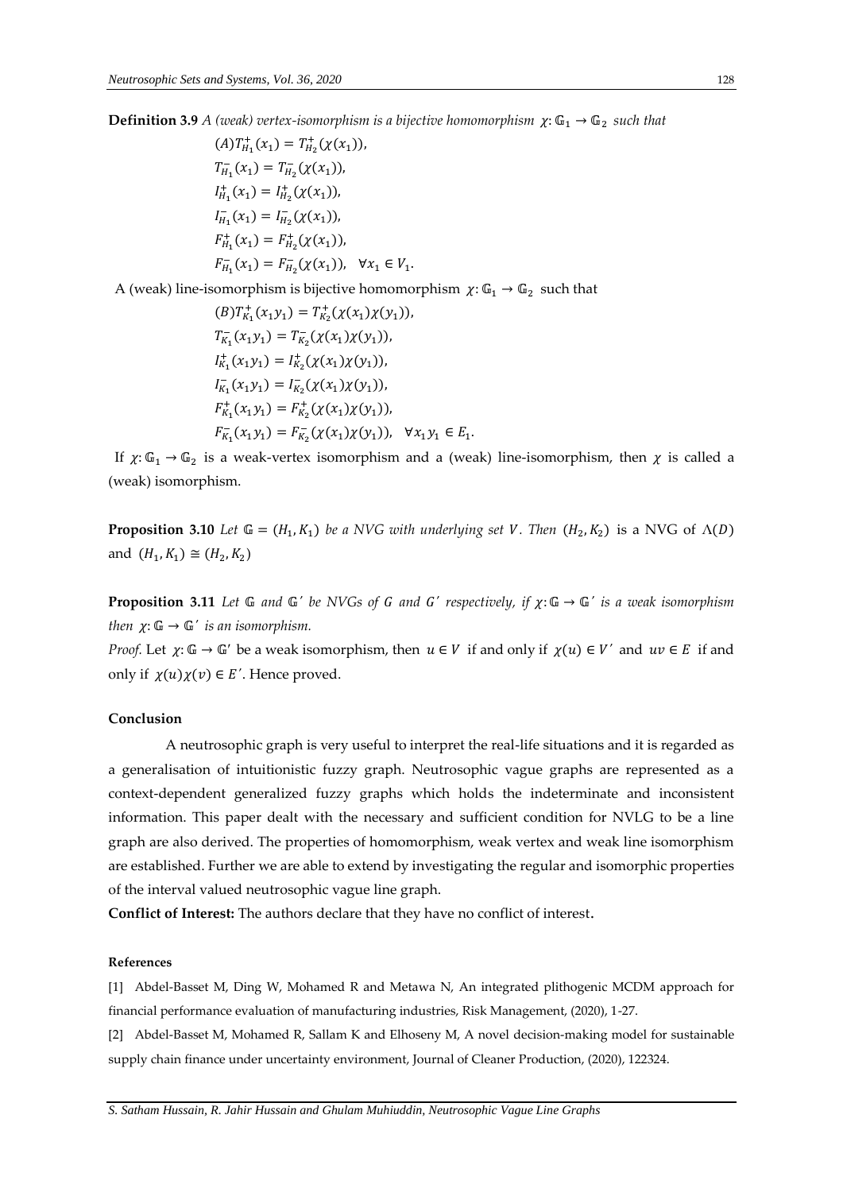**Definition 3.9** *A (weak) vertex-isomorphism is a bijective homomorphism* $\chi: \mathbb{G}_1 \rightarrow \mathbb{G}_2$ *such that*

$$(A) T_{H_1}^{+}(x_1) = T_{H_2}^{+}(\chi(x_1)),$$
$$T_{H_1}^{-}(x_1) = T_{H_2}^{-}(\chi(x_1)),$$
$$I_{H_1}^{+}(x_1) = I_{H_2}^{+}(\chi(x_1)),$$
$$I_{H_1}^{-}(x_1) = I_{H_2}^{-}(\chi(x_1)),$$
$$F_{H_1}^{+}(x_1) = F_{H_2}^{+}(\chi(x_1)),$$
$$F_{H_1}^{-}(x_1) = F_{H_2}^{-}(\chi(x_1)), \quad \forall x_1 \in V_1.$$

A (weak) line-isomorphism is bijective homomorphism $\chi: \mathbb{G}_1 \rightarrow \mathbb{G}_2$ such that

$$(B) T_{K_1}^{+}(x_1 y_1) = T_{K_2}^{+}(\chi(x_1)\chi(y_1)),$$
$$T_{K_1}^{-}(x_1 y_1) = T_{K_2}^{-}(\chi(x_1)\chi(y_1)),$$
$$I_{K_1}^{+}(x_1 y_1) = I_{K_2}^{+}(\chi(x_1)\chi(y_1)),$$
$$I_{K_1}^{-}(x_1 y_1) = I_{K_2}^{-}(\chi(x_1)\chi(y_1)),$$
$$F_{K_1}^{+}(x_1 y_1) = F_{K_2}^{+}(\chi(x_1)\chi(y_1)),$$
$$F_{K_1}^{-}(x_1 y_1) = F_{K_2}^{-}(\chi(x_1)\chi(y_1)), \quad \forall x_1 y_1 \in E_1.$$

If $\chi: \mathbb{G}_1 \rightarrow \mathbb{G}_2$ is a weak-vertex isomorphism and a (weak) line-isomorphism, then $\chi$ is called a (weak) isomorphism.

**Proposition 3.10** *Let* $\mathbb{G} = (H_1, K_1)$ *be a NVG with underlying set* $V$. *Then* $(H_2, K_2)$ is a NVG of $\Lambda(D)$ and $(H_1, K_1) \cong (H_2, K_2)$

**Proposition 3.11** *Let* $\mathbb{G}$ *and* $\mathbb{G}'$ *be NVGs of* $G$ *and* $G'$ *respectively, if* $\chi: \mathbb{G} \rightarrow \mathbb{G}'$ *is a weak isomorphism then* $\chi: \mathbb{G} \rightarrow \mathbb{G}'$ *is an isomorphism.*

*Proof.* Let $\chi: \mathbb{G} \rightarrow \mathbb{G}'$ be a weak isomorphism, then $u \in V$ if and only if $\chi(u) \in V'$ and $uv \in E$ if and only if $\chi(u)\chi(v) \in E'$. Hence proved.

**Conclusion**

A neutrosophic graph is very useful to interpret the real-life situations and it is regarded as a generalisation of intuitionistic fuzzy graph. Neutrosophic vague graphs are represented as a context-dependent generalized fuzzy graphs which holds the indeterminate and inconsistent information. This paper dealt with the necessary and sufficient condition for NVLG to be a line graph are also derived. The properties of homomorphism, weak vertex and weak line isomorphism are established. Further we are able to extend by investigating the regular and isomorphic properties of the interval valued neutrosophic vague line graph.

**Conflict of Interest:** The authors declare that they have no conflict of interest.

**References**

[1] Abdel-Basset M, Ding W, Mohamed R and Metawa N, An integrated plithogenic MCDM approach for financial performance evaluation of manufacturing industries, Risk Management, (2020), 1-27.

[2] Abdel-Basset M, Mohamed R, Sallam K and Elhoseny M, A novel decision-making model for sustainable supply chain finance under uncertainty environment, Journal of Cleaner Production, (2020), 122324.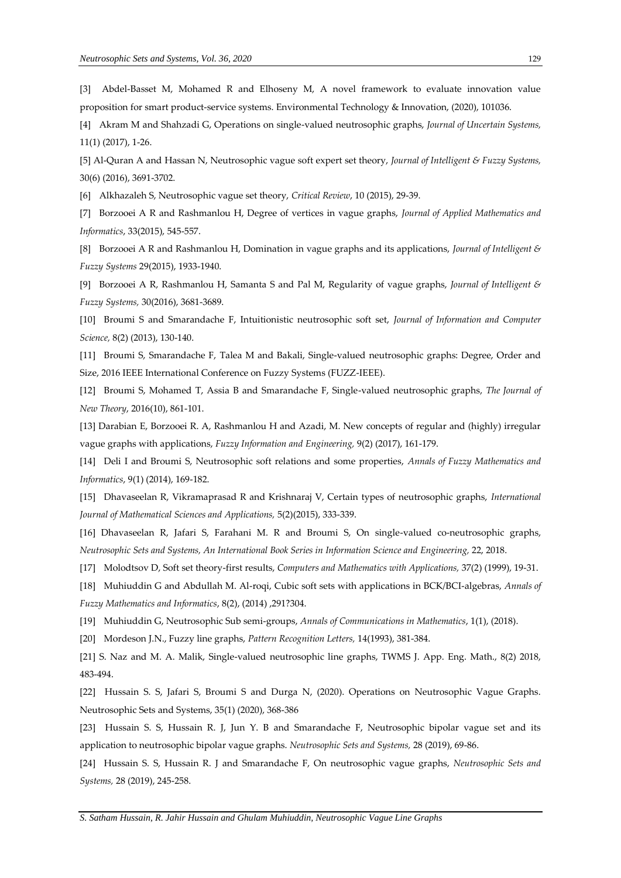[3] Abdel-Basset M, Mohamed R and Elhoseny M, A novel framework to evaluate innovation value proposition for smart product-service systems. Environmental Technology & Innovation, (2020), 101036.

[4] Akram M and Shahzadi G, Operations on single-valued neutrosophic graphs, *Journal of Uncertain Systems,* 11(1) (2017), 1-26.

[5] Al-Quran A and Hassan N, Neutrosophic vague soft expert set theory, *Journal of Intelligent & Fuzzy Systems,* 30(6) (2016), 3691-3702.

[6] Alkhazaleh S, Neutrosophic vague set theory, *Critical Review*, 10 (2015), 29-39.

[7] Borzooei A R and Rashmanlou H, Degree of vertices in vague graphs, *Journal of Applied Mathematics and Informatics*, 33(2015), 545-557.

[8] Borzooei A R and Rashmanlou H, Domination in vague graphs and its applications, *Journal of Intelligent & Fuzzy Systems* 29(2015), 1933-1940.

[9] Borzooei A R, Rashmanlou H, Samanta S and Pal M, Regularity of vague graphs, *Journal of Intelligent & Fuzzy Systems,* 30(2016), 3681-3689.

[10] Broumi S and Smarandache F, Intuitionistic neutrosophic soft set, *Journal of Information and Computer Science,* 8(2) (2013), 130-140.

[11] Broumi S, Smarandache F, Talea M and Bakali, Single-valued neutrosophic graphs: Degree, Order and Size, 2016 IEEE International Conference on Fuzzy Systems (FUZZ-IEEE).

[12] Broumi S, Mohamed T, Assia B and Smarandache F, Single-valued neutrosophic graphs, *The Journal of New Theory*, 2016(10), 861-101.

[13] Darabian E, Borzooei R. A, Rashmanlou H and Azadi, M. New concepts of regular and (highly) irregular vague graphs with applications, *Fuzzy Information and Engineering,* 9(2) (2017), 161-179.

[14] Deli I and Broumi S, Neutrosophic soft relations and some properties, *Annals of Fuzzy Mathematics and Informatics*, 9(1) (2014), 169-182.

[15] Dhavaseelan R, Vikramaprasad R and Krishnaraj V, Certain types of neutrosophic graphs, *International Journal of Mathematical Sciences and Applications,* 5(2)(2015), 333-339.

[16] Dhavaseelan R, Jafari S, Farahani M. R and Broumi S, On single-valued co-neutrosophic graphs, *Neutrosophic Sets and Systems, An International Book Series in Information Science and Engineering,* 22, 2018.

[17] Molodtsov D, Soft set theory-first results, *Computers and Mathematics with Applications,* 37(2) (1999), 19-31.

[18] Muhiuddin G and Abdullah M. Al-roqi, Cubic soft sets with applications in BCK/BCI-algebras, *Annals of Fuzzy Mathematics and Informatics*, 8(2), (2014) ,291?304.

[19] Muhiuddin G, Neutrosophic Sub semi-groups, *Annals of Communications in Mathematics*, 1(1), (2018).

[20] Mordeson J.N., Fuzzy line graphs, *Pattern Recognition Letters,* 14(1993), 381-384.

[21] S. Naz and M. A. Malik, Single-valued neutrosophic line graphs, TWMS J. App. Eng. Math., 8(2) 2018, 483-494.

[22] Hussain S. S, Jafari S, Broumi S and Durga N, (2020). Operations on Neutrosophic Vague Graphs. Neutrosophic Sets and Systems, 35(1) (2020), 368-386

[23] Hussain S. S, Hussain R. J, Jun Y. B and Smarandache F, Neutrosophic bipolar vague set and its application to neutrosophic bipolar vague graphs. *Neutrosophic Sets and Systems,* 28 (2019), 69-86.

[24] Hussain S. S, Hussain R. J and Smarandache F, On neutrosophic vague graphs, *Neutrosophic Sets and Systems,* 28 (2019), 245-258.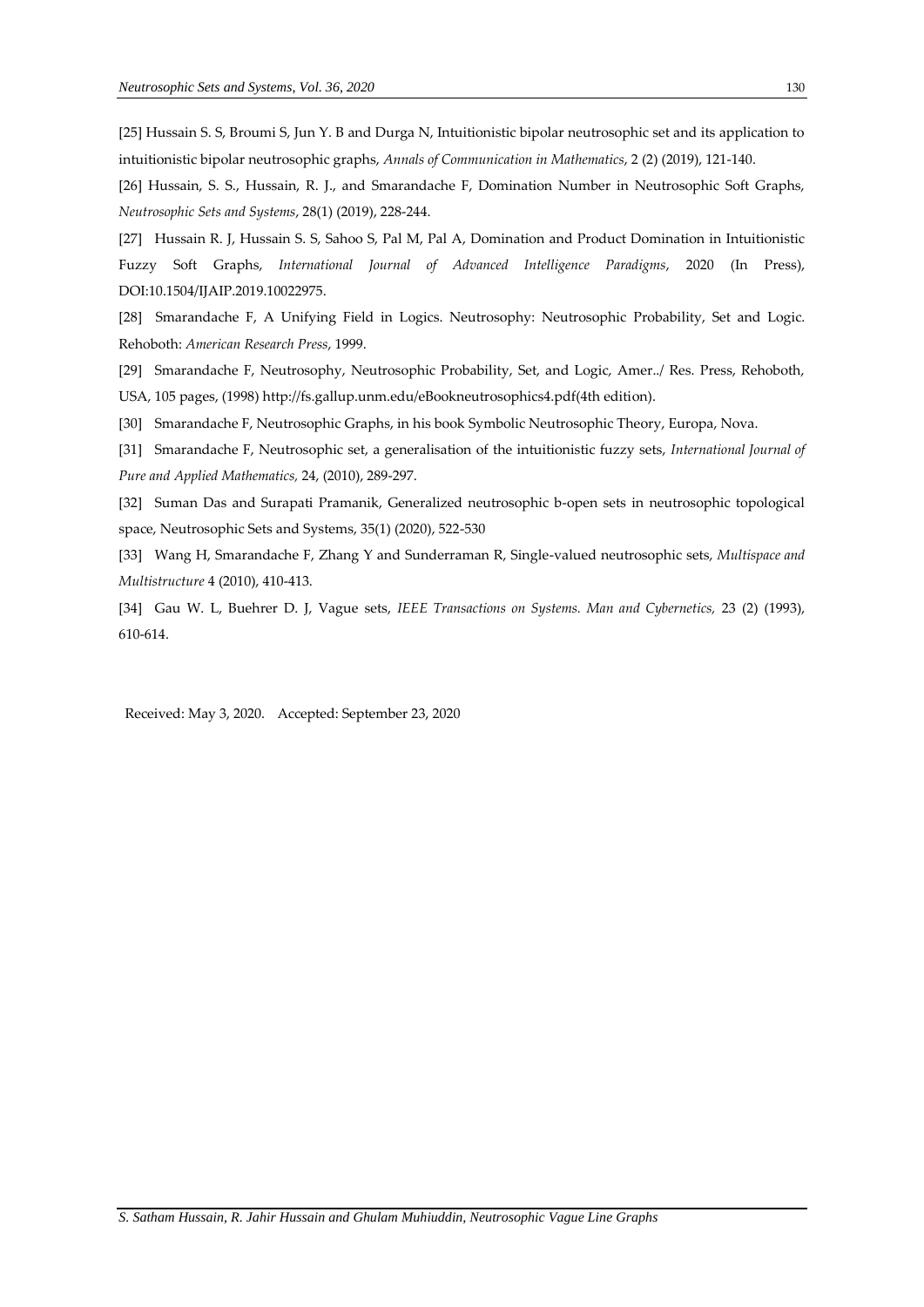[25] Hussain S. S, Broumi S, Jun Y. B and Durga N, Intuitionistic bipolar neutrosophic set and its application to intuitionistic bipolar neutrosophic graphs, *Annals of Communication in Mathematics*, 2 (2) (2019), 121-140.

[26] Hussain, S. S., Hussain, R. J., and Smarandache F, Domination Number in Neutrosophic Soft Graphs, *Neutrosophic Sets and Systems*, 28(1) (2019), 228-244.

[27] Hussain R. J, Hussain S. S, Sahoo S, Pal M, Pal A, Domination and Product Domination in Intuitionistic Fuzzy Soft Graphs, *International Journal of Advanced Intelligence Paradigms*, 2020 (In Press), DOI:10.1504/IJAIP.2019.10022975.

[28] Smarandache F, A Unifying Field in Logics. Neutrosophy: Neutrosophic Probability, Set and Logic. Rehoboth: *American Research Press*, 1999.

[29] Smarandache F, Neutrosophy, Neutrosophic Probability, Set, and Logic, Amer../ Res. Press, Rehoboth, USA, 105 pages, (1998) http://fs.gallup.unm.edu/eBookneutrosophics4.pdf(4th edition).

[30] Smarandache F, Neutrosophic Graphs, in his book Symbolic Neutrosophic Theory, Europa, Nova.

[31] Smarandache F, Neutrosophic set, a generalisation of the intuitionistic fuzzy sets, *International Journal of Pure and Applied Mathematics,* 24, (2010), 289-297.

[32] Suman Das and Surapati Pramanik, Generalized neutrosophic b-open sets in neutrosophic topological space, Neutrosophic Sets and Systems, 35(1) (2020), 522-530

[33] Wang H, Smarandache F, Zhang Y and Sunderraman R, Single-valued neutrosophic sets, *Multispace and Multistructure* 4 (2010), 410-413.

[34] Gau W. L, Buehrer D. J, Vague sets, *IEEE Transactions on Systems. Man and Cybernetics,* 23 (2) (1993), 610-614.

Received: May 3, 2020. Accepted: September 23, 2020